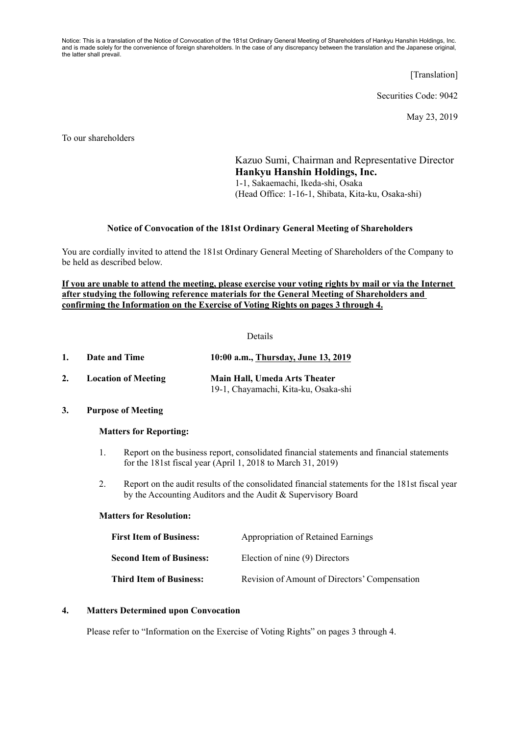Notice: This is a translation of the Notice of Convocation of the 181st Ordinary General Meeting of Shareholders of Hankyu Hanshin Holdings, Inc. and is made solely for the convenience of foreign shareholders. In the case of any discrepancy between the translation and the Japanese original, the latter shall prevail.

[Translation]

Securities Code: 9042

May 23, 2019

To our shareholders

Kazuo Sumi, Chairman and Representative Director
**Hankyu Hanshin Holdings, Inc.**
1-1, Sakaemachi, Ikeda-shi, Osaka
(Head Office: 1-16-1, Shibata, Kita-ku, Osaka-shi)

## Notice of Convocation of the 181st Ordinary General Meeting of Shareholders

You are cordially invited to attend the 181st Ordinary General Meeting of Shareholders of the Company to be held as described below.

**If you are unable to attend the meeting, please exercise your voting rights by mail or via the Internet after studying the following reference materials for the General Meeting of Shareholders and confirming the Information on the Exercise of Voting Rights on pages 3 through 4.**

Details

1. **Date and Time** — **10:00 a.m., Thursday, June 13, 2019**

2. **Location of Meeting** — **Main Hall, Umeda Arts Theater**
   19-1, Chayamachi, Kita-ku, Osaka-shi

3. **Purpose of Meeting**

   **Matters for Reporting:**

   1. Report on the business report, consolidated financial statements and financial statements for the 181st fiscal year (April 1, 2018 to March 31, 2019)
   2. Report on the audit results of the consolidated financial statements for the 181st fiscal year by the Accounting Auditors and the Audit & Supervisory Board

   **Matters for Resolution:**

   | | |
   |---|---|
   | **First Item of Business:** | Appropriation of Retained Earnings |
   | **Second Item of Business:** | Election of nine (9) Directors |
   | **Third Item of Business:** | Revision of Amount of Directors' Compensation |

4. **Matters Determined upon Convocation**

   Please refer to "Information on the Exercise of Voting Rights" on pages 3 through 4.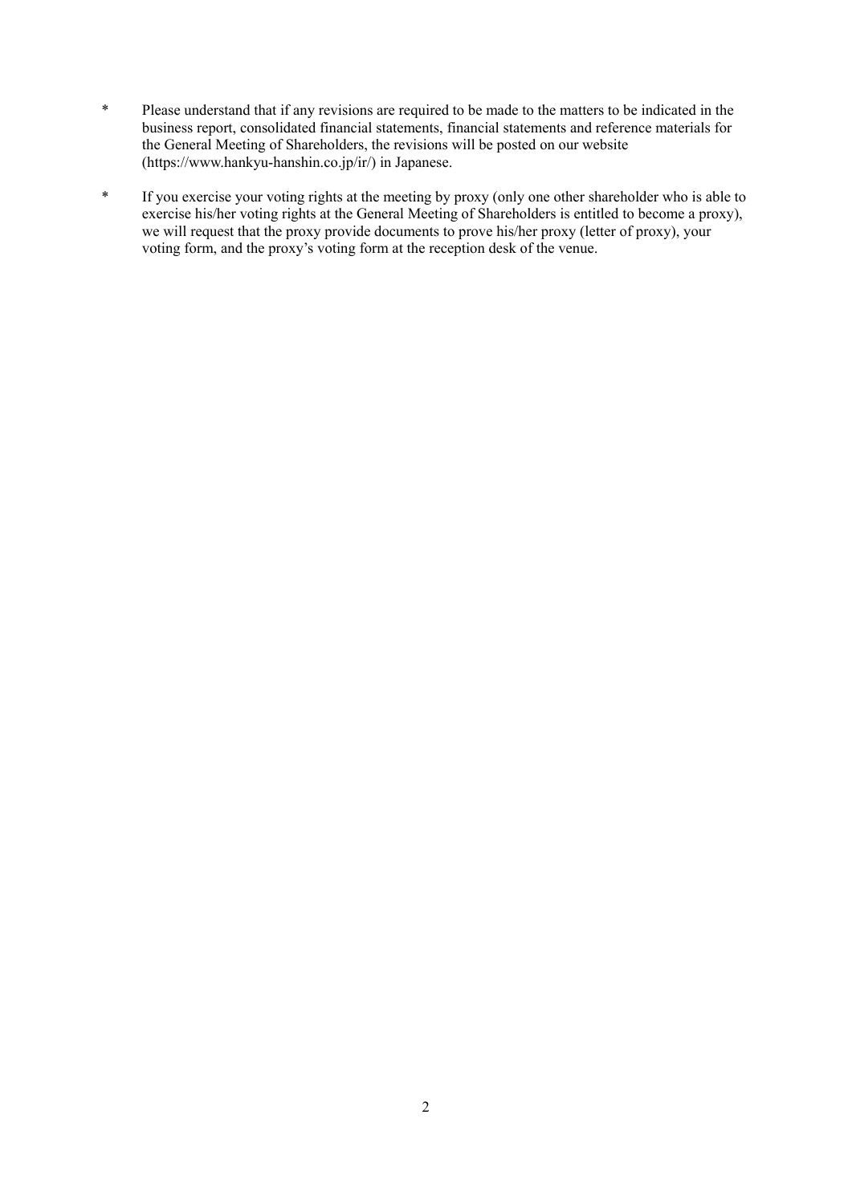\* Please understand that if any revisions are required to be made to the matters to be indicated in the business report, consolidated financial statements, financial statements and reference materials for the General Meeting of Shareholders, the revisions will be posted on our website (https://www.hankyu-hanshin.co.jp/ir/) in Japanese.

\* If you exercise your voting rights at the meeting by proxy (only one other shareholder who is able to exercise his/her voting rights at the General Meeting of Shareholders is entitled to become a proxy), we will request that the proxy provide documents to prove his/her proxy (letter of proxy), your voting form, and the proxy's voting form at the reception desk of the venue.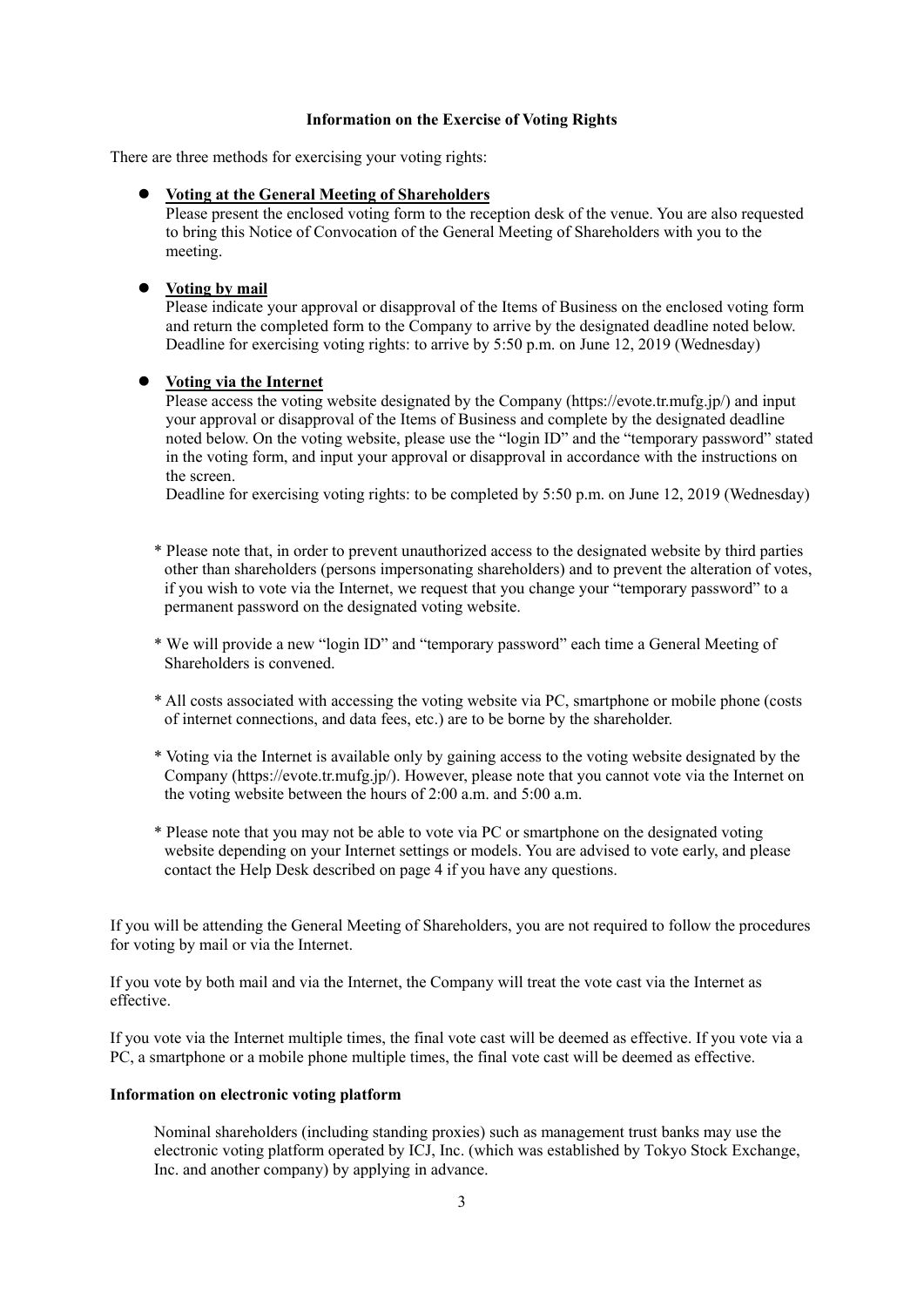## Information on the Exercise of Voting Rights

There are three methods for exercising your voting rights:

- **Voting at the General Meeting of Shareholders**
  Please present the enclosed voting form to the reception desk of the venue. You are also requested to bring this Notice of Convocation of the General Meeting of Shareholders with you to the meeting.

- **Voting by mail**
  Please indicate your approval or disapproval of the Items of Business on the enclosed voting form and return the completed form to the Company to arrive by the designated deadline noted below.
  Deadline for exercising voting rights: to arrive by 5:50 p.m. on June 12, 2019 (Wednesday)

- **Voting via the Internet**
  Please access the voting website designated by the Company (https://evote.tr.mufg.jp/) and input your approval or disapproval of the Items of Business and complete by the designated deadline noted below. On the voting website, please use the "login ID" and the "temporary password" stated in the voting form, and input your approval or disapproval in accordance with the instructions on the screen.
  Deadline for exercising voting rights: to be completed by 5:50 p.m. on June 12, 2019 (Wednesday)

  * Please note that, in order to prevent unauthorized access to the designated website by third parties other than shareholders (persons impersonating shareholders) and to prevent the alteration of votes, if you wish to vote via the Internet, we request that you change your "temporary password" to a permanent password on the designated voting website.

  * We will provide a new "login ID" and "temporary password" each time a General Meeting of Shareholders is convened.

  * All costs associated with accessing the voting website via PC, smartphone or mobile phone (costs of internet connections, and data fees, etc.) are to be borne by the shareholder.

  * Voting via the Internet is available only by gaining access to the voting website designated by the Company (https://evote.tr.mufg.jp/). However, please note that you cannot vote via the Internet on the voting website between the hours of 2:00 a.m. and 5:00 a.m.

  * Please note that you may not be able to vote via PC or smartphone on the designated voting website depending on your Internet settings or models. You are advised to vote early, and please contact the Help Desk described on page 4 if you have any questions.

If you will be attending the General Meeting of Shareholders, you are not required to follow the procedures for voting by mail or via the Internet.

If you vote by both mail and via the Internet, the Company will treat the vote cast via the Internet as effective.

If you vote via the Internet multiple times, the final vote cast will be deemed as effective. If you vote via a PC, a smartphone or a mobile phone multiple times, the final vote cast will be deemed as effective.

**Information on electronic voting platform**

Nominal shareholders (including standing proxies) such as management trust banks may use the electronic voting platform operated by ICJ, Inc. (which was established by Tokyo Stock Exchange, Inc. and another company) by applying in advance.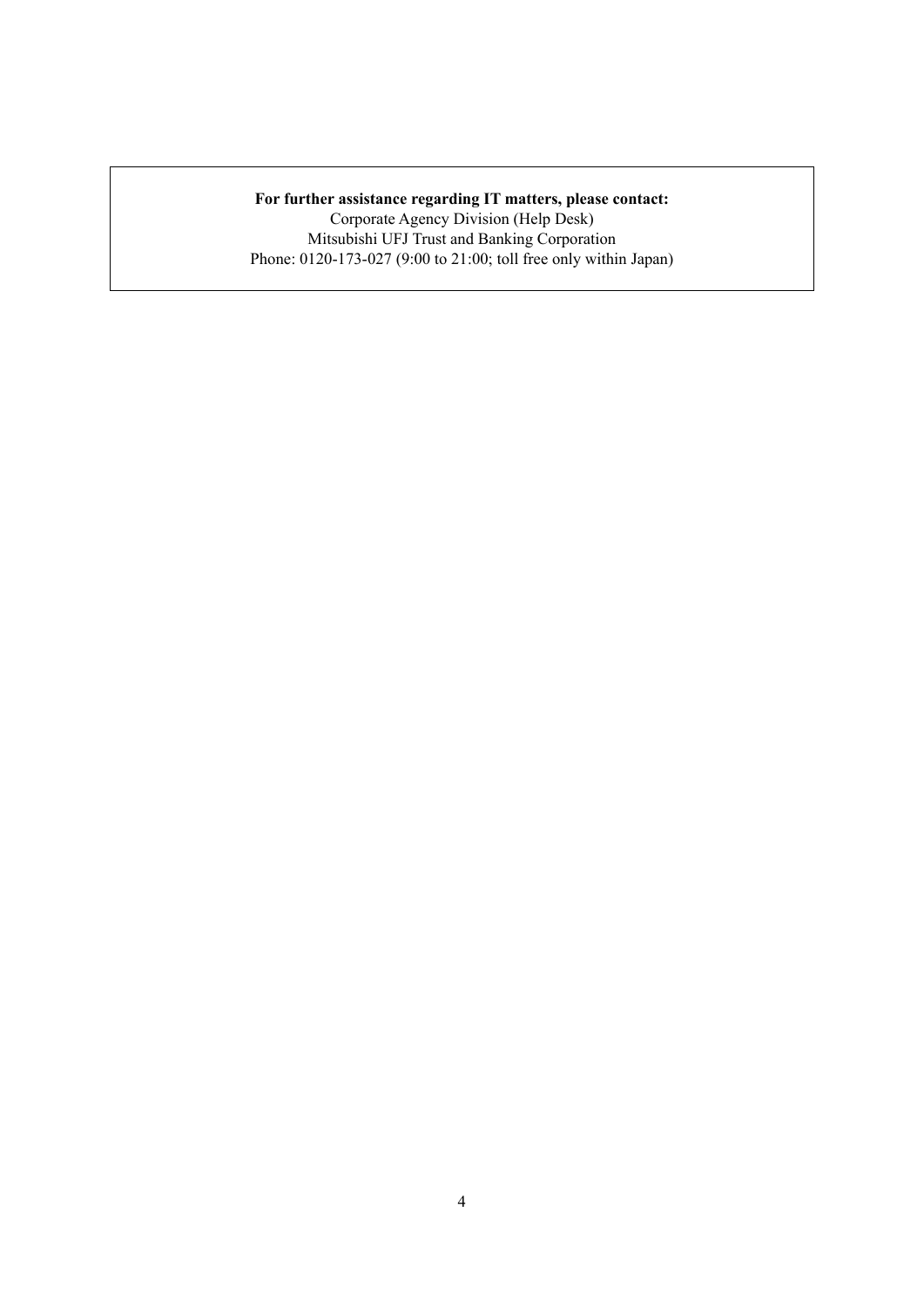**For further assistance regarding IT matters, please contact:**
Corporate Agency Division (Help Desk)
Mitsubishi UFJ Trust and Banking Corporation
Phone: 0120-173-027 (9:00 to 21:00; toll free only within Japan)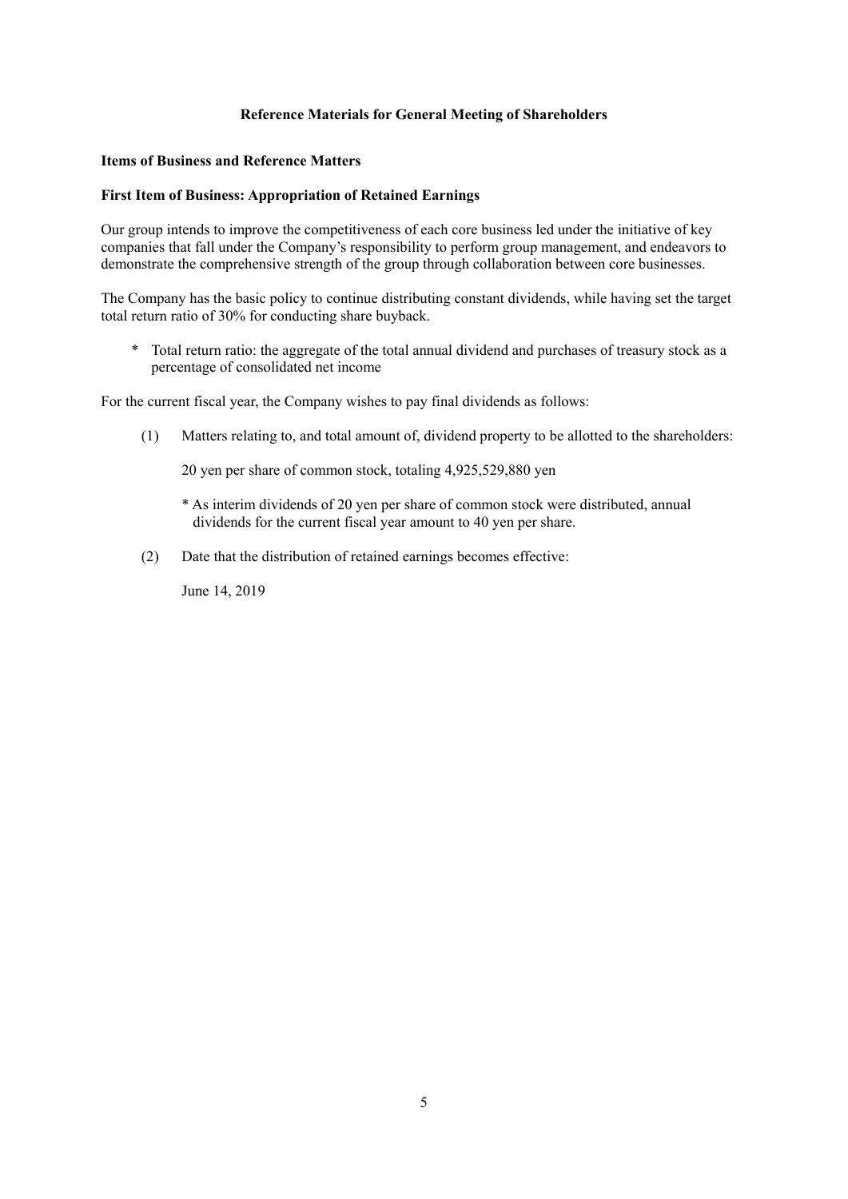# Reference Materials for General Meeting of Shareholders

## Items of Business and Reference Matters

### First Item of Business: Appropriation of Retained Earnings

Our group intends to improve the competitiveness of each core business led under the initiative of key companies that fall under the Company's responsibility to perform group management, and endeavors to demonstrate the comprehensive strength of the group through collaboration between core businesses.

The Company has the basic policy to continue distributing constant dividends, while having set the target total return ratio of 30% for conducting share buyback.

- * Total return ratio: the aggregate of the total annual dividend and purchases of treasury stock as a percentage of consolidated net income

For the current fiscal year, the Company wishes to pay final dividends as follows:

(1) Matters relating to, and total amount of, dividend property to be allotted to the shareholders:

20 yen per share of common stock, totaling 4,925,529,880 yen

* As interim dividends of 20 yen per share of common stock were distributed, annual dividends for the current fiscal year amount to 40 yen per share.

(2) Date that the distribution of retained earnings becomes effective:

June 14, 2019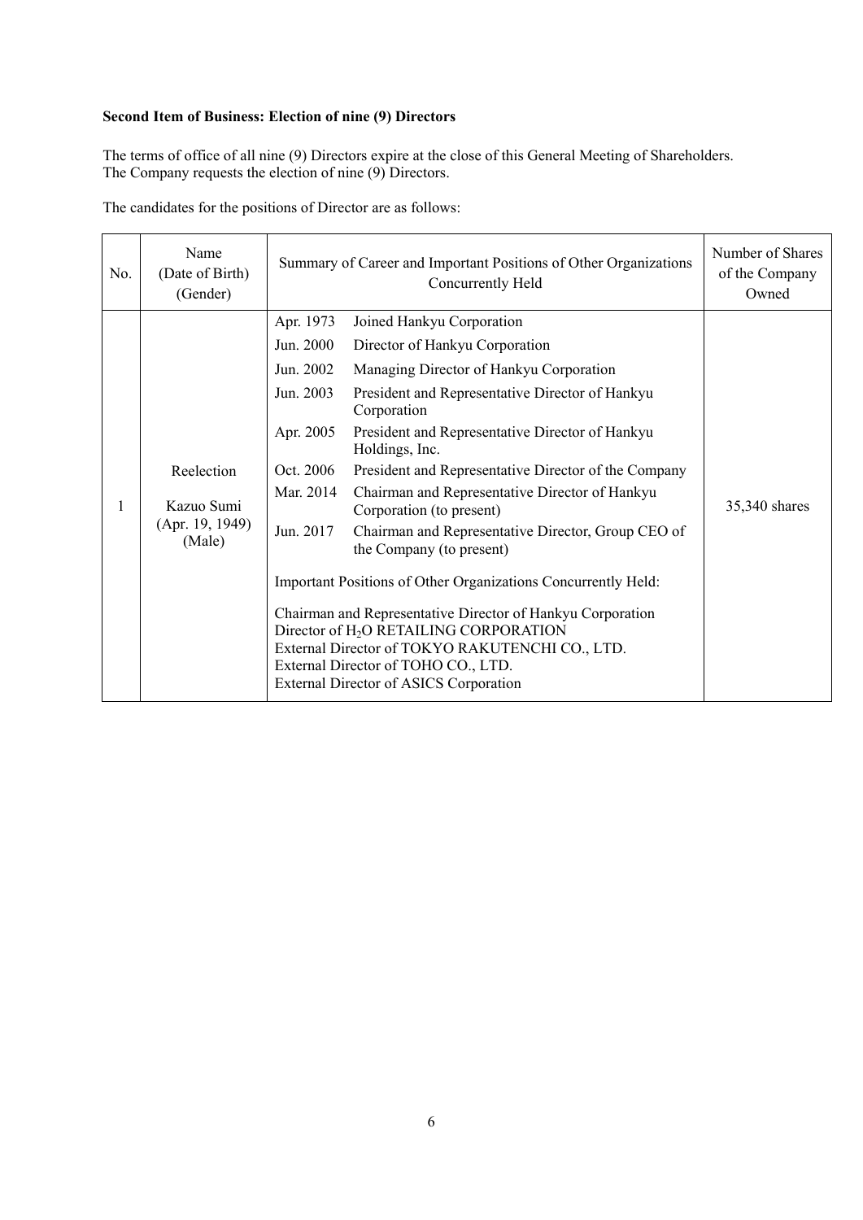**Second Item of Business: Election of nine (9) Directors**

The terms of office of all nine (9) Directors expire at the close of this General Meeting of Shareholders.
The Company requests the election of nine (9) Directors.

The candidates for the positions of Director are as follows:

| No. | Name (Date of Birth) (Gender) | Summary of Career and Important Positions of Other Organizations Concurrently Held | Number of Shares of the Company Owned |
|---|---|---|---|
| 1 | Reelection<br><br>Kazuo Sumi<br>(Apr. 19, 1949)<br>(Male) | Apr. 1973 Joined Hankyu Corporation<br>Jun. 2000 Director of Hankyu Corporation<br>Jun. 2002 Managing Director of Hankyu Corporation<br>Jun. 2003 President and Representative Director of Hankyu Corporation<br>Apr. 2005 President and Representative Director of Hankyu Holdings, Inc.<br>Oct. 2006 President and Representative Director of the Company<br>Mar. 2014 Chairman and Representative Director of Hankyu Corporation (to present)<br>Jun. 2017 Chairman and Representative Director, Group CEO of the Company (to present)<br><br>Important Positions of Other Organizations Concurrently Held:<br><br>Chairman and Representative Director of Hankyu Corporation<br>Director of $H_2O$ RETAILING CORPORATION<br>External Director of TOKYO RAKUTENCHI CO., LTD.<br>External Director of TOHO CO., LTD.<br>External Director of ASICS Corporation | 35,340 shares |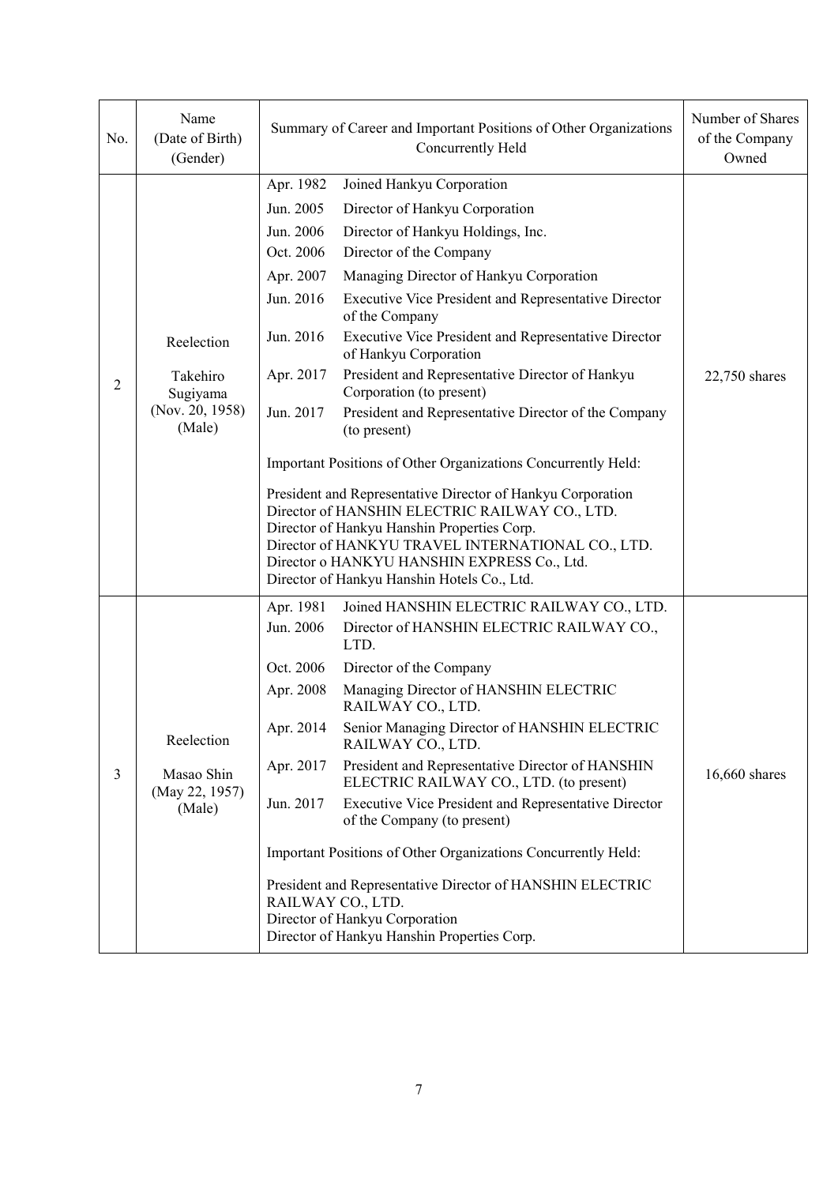| No. | Name (Date of Birth) (Gender) | Summary of Career and Important Positions of Other Organizations Concurrently Held | Number of Shares of the Company Owned |
|---|---|---|---|
| 2 | Reelection<br><br>Takehiro Sugiyama<br>(Nov. 20, 1958)<br>(Male) | Apr. 1982 Joined Hankyu Corporation<br>Jun. 2005 Director of Hankyu Corporation<br>Jun. 2006 Director of Hankyu Holdings, Inc.<br>Oct. 2006 Director of the Company<br>Apr. 2007 Managing Director of Hankyu Corporation<br>Jun. 2016 Executive Vice President and Representative Director of the Company<br>Jun. 2016 Executive Vice President and Representative Director of Hankyu Corporation<br>Apr. 2017 President and Representative Director of Hankyu Corporation (to present)<br>Jun. 2017 President and Representative Director of the Company (to present)<br><br>Important Positions of Other Organizations Concurrently Held:<br><br>President and Representative Director of Hankyu Corporation<br>Director of HANSHIN ELECTRIC RAILWAY CO., LTD.<br>Director of Hankyu Hanshin Properties Corp.<br>Director of HANKYU TRAVEL INTERNATIONAL CO., LTD.<br>Director o HANKYU HANSHIN EXPRESS Co., Ltd.<br>Director of Hankyu Hanshin Hotels Co., Ltd. | 22,750 shares |
| 3 | Reelection<br><br>Masao Shin<br>(May 22, 1957)<br>(Male) | Apr. 1981 Joined HANSHIN ELECTRIC RAILWAY CO., LTD.<br>Jun. 2006 Director of HANSHIN ELECTRIC RAILWAY CO., LTD.<br>Oct. 2006 Director of the Company<br>Apr. 2008 Managing Director of HANSHIN ELECTRIC RAILWAY CO., LTD.<br>Apr. 2014 Senior Managing Director of HANSHIN ELECTRIC RAILWAY CO., LTD.<br>Apr. 2017 President and Representative Director of HANSHIN ELECTRIC RAILWAY CO., LTD. (to present)<br>Jun. 2017 Executive Vice President and Representative Director of the Company (to present)<br><br>Important Positions of Other Organizations Concurrently Held:<br><br>President and Representative Director of HANSHIN ELECTRIC RAILWAY CO., LTD.<br>Director of Hankyu Corporation<br>Director of Hankyu Hanshin Properties Corp. | 16,660 shares |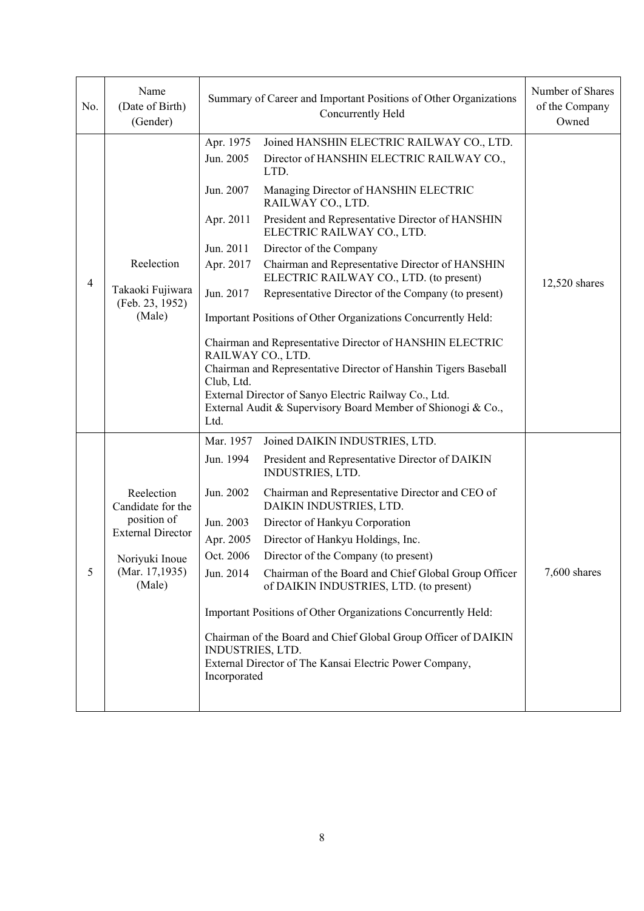| No. | Name (Date of Birth) (Gender) | Summary of Career and Important Positions of Other Organizations Concurrently Held | Number of Shares of the Company Owned |
|---|---|---|---|
| 4 | Reelection<br><br>Takaoki Fujiwara (Feb. 23, 1952) (Male) | Apr. 1975 Joined HANSHIN ELECTRIC RAILWAY CO., LTD.<br>Jun. 2005 Director of HANSHIN ELECTRIC RAILWAY CO., LTD.<br>Jun. 2007 Managing Director of HANSHIN ELECTRIC RAILWAY CO., LTD.<br>Apr. 2011 President and Representative Director of HANSHIN ELECTRIC RAILWAY CO., LTD.<br>Jun. 2011 Director of the Company<br>Apr. 2017 Chairman and Representative Director of HANSHIN ELECTRIC RAILWAY CO., LTD. (to present)<br>Jun. 2017 Representative Director of the Company (to present)<br><br>Important Positions of Other Organizations Concurrently Held:<br><br>Chairman and Representative Director of HANSHIN ELECTRIC RAILWAY CO., LTD.<br>Chairman and Representative Director of Hanshin Tigers Baseball Club, Ltd.<br>External Director of Sanyo Electric Railway Co., Ltd.<br>External Audit & Supervisory Board Member of Shionogi & Co., Ltd. | 12,520 shares |
| 5 | Reelection<br>Candidate for the position of External Director<br><br>Noriyuki Inoue (Mar. 17,1935) (Male) | Mar. 1957 Joined DAIKIN INDUSTRIES, LTD.<br>Jun. 1994 President and Representative Director of DAIKIN INDUSTRIES, LTD.<br>Jun. 2002 Chairman and Representative Director and CEO of DAIKIN INDUSTRIES, LTD.<br>Jun. 2003 Director of Hankyu Corporation<br>Apr. 2005 Director of Hankyu Holdings, Inc.<br>Oct. 2006 Director of the Company (to present)<br>Jun. 2014 Chairman of the Board and Chief Global Group Officer of DAIKIN INDUSTRIES, LTD. (to present)<br><br>Important Positions of Other Organizations Concurrently Held:<br><br>Chairman of the Board and Chief Global Group Officer of DAIKIN INDUSTRIES, LTD.<br>External Director of The Kansai Electric Power Company, Incorporated | 7,600 shares |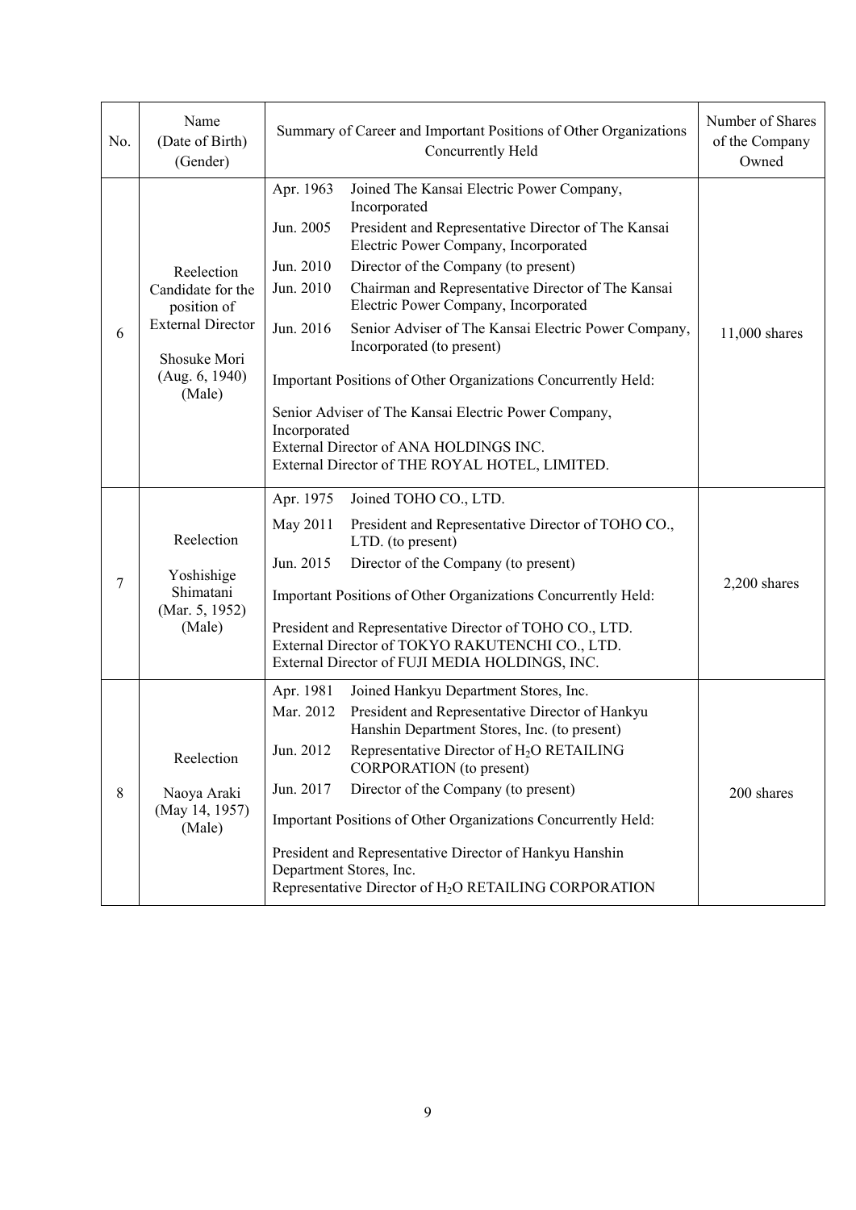| No. | Name (Date of Birth) (Gender) | Summary of Career and Important Positions of Other Organizations Concurrently Held | Number of Shares of the Company Owned |
|---|---|---|---|
| 6 | Reelection Candidate for the position of External Director<br><br>Shosuke Mori (Aug. 6, 1940) (Male) | Apr. 1963 Joined The Kansai Electric Power Company, Incorporated<br>Jun. 2005 President and Representative Director of The Kansai Electric Power Company, Incorporated<br>Jun. 2010 Director of the Company (to present)<br>Jun. 2010 Chairman and Representative Director of The Kansai Electric Power Company, Incorporated<br>Jun. 2016 Senior Adviser of The Kansai Electric Power Company, Incorporated (to present)<br><br>Important Positions of Other Organizations Concurrently Held:<br><br>Senior Adviser of The Kansai Electric Power Company, Incorporated<br>External Director of ANA HOLDINGS INC.<br>External Director of THE ROYAL HOTEL, LIMITED. | 11,000 shares |
| 7 | Reelection<br><br>Yoshishige Shimatani (Mar. 5, 1952) (Male) | Apr. 1975 Joined TOHO CO., LTD.<br>May 2011 President and Representative Director of TOHO CO., LTD. (to present)<br>Jun. 2015 Director of the Company (to present)<br><br>Important Positions of Other Organizations Concurrently Held:<br><br>President and Representative Director of TOHO CO., LTD.<br>External Director of TOKYO RAKUTENCHI CO., LTD.<br>External Director of FUJI MEDIA HOLDINGS, INC. | 2,200 shares |
| 8 | Reelection<br><br>Naoya Araki (May 14, 1957) (Male) | Apr. 1981 Joined Hankyu Department Stores, Inc.<br>Mar. 2012 President and Representative Director of Hankyu Hanshin Department Stores, Inc. (to present)<br>Jun. 2012 Representative Director of $H_2O$ RETAILING CORPORATION (to present)<br>Jun. 2017 Director of the Company (to present)<br><br>Important Positions of Other Organizations Concurrently Held:<br><br>President and Representative Director of Hankyu Hanshin Department Stores, Inc.<br>Representative Director of $H_2O$ RETAILING CORPORATION | 200 shares |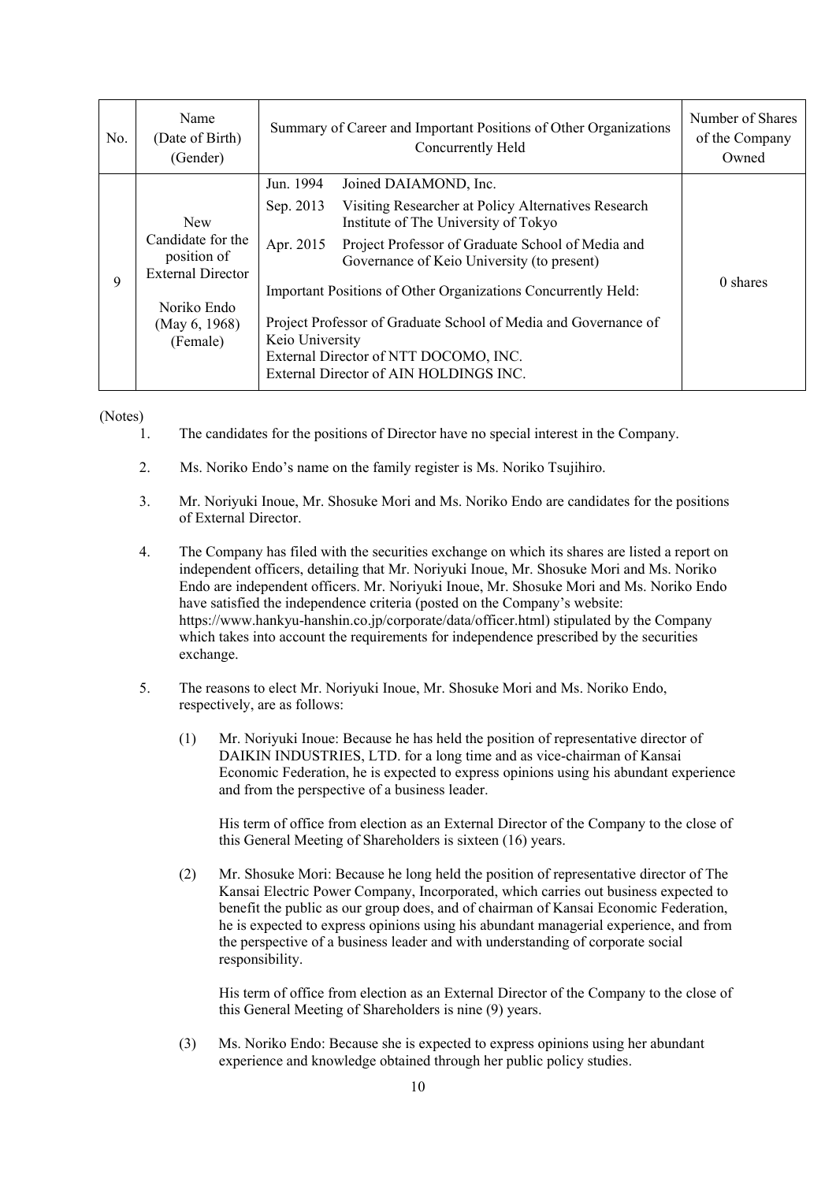| No. | Name (Date of Birth) (Gender) | Summary of Career and Important Positions of Other Organizations Concurrently Held | Number of Shares of the Company Owned |
|---|---|---|---|
| 9 | New Candidate for the position of External Director<br><br>Noriko Endo (May 6, 1968) (Female) | Jun. 1994 Joined DAIAMOND, Inc.<br>Sep. 2013 Visiting Researcher at Policy Alternatives Research Institute of The University of Tokyo<br>Apr. 2015 Project Professor of Graduate School of Media and Governance of Keio University (to present)<br><br>Important Positions of Other Organizations Concurrently Held:<br><br>Project Professor of Graduate School of Media and Governance of Keio University<br>External Director of NTT DOCOMO, INC.<br>External Director of AIN HOLDINGS INC. | 0 shares |

(Notes)

1. The candidates for the positions of Director have no special interest in the Company.

2. Ms. Noriko Endo's name on the family register is Ms. Noriko Tsujihiro.

3. Mr. Noriyuki Inoue, Mr. Shosuke Mori and Ms. Noriko Endo are candidates for the positions of External Director.

4. The Company has filed with the securities exchange on which its shares are listed a report on independent officers, detailing that Mr. Noriyuki Inoue, Mr. Shosuke Mori and Ms. Noriko Endo are independent officers. Mr. Noriyuki Inoue, Mr. Shosuke Mori and Ms. Noriko Endo have satisfied the independence criteria (posted on the Company's website: https://www.hankyu-hanshin.co.jp/corporate/data/officer.html) stipulated by the Company which takes into account the requirements for independence prescribed by the securities exchange.

5. The reasons to elect Mr. Noriyuki Inoue, Mr. Shosuke Mori and Ms. Noriko Endo, respectively, are as follows:

   (1) Mr. Noriyuki Inoue: Because he has held the position of representative director of DAIKIN INDUSTRIES, LTD. for a long time and as vice-chairman of Kansai Economic Federation, he is expected to express opinions using his abundant experience and from the perspective of a business leader.

   His term of office from election as an External Director of the Company to the close of this General Meeting of Shareholders is sixteen (16) years.

   (2) Mr. Shosuke Mori: Because he long held the position of representative director of The Kansai Electric Power Company, Incorporated, which carries out business expected to benefit the public as our group does, and of chairman of Kansai Economic Federation, he is expected to express opinions using his abundant managerial experience, and from the perspective of a business leader and with understanding of corporate social responsibility.

   His term of office from election as an External Director of the Company to the close of this General Meeting of Shareholders is nine (9) years.

   (3) Ms. Noriko Endo: Because she is expected to express opinions using her abundant experience and knowledge obtained through her public policy studies.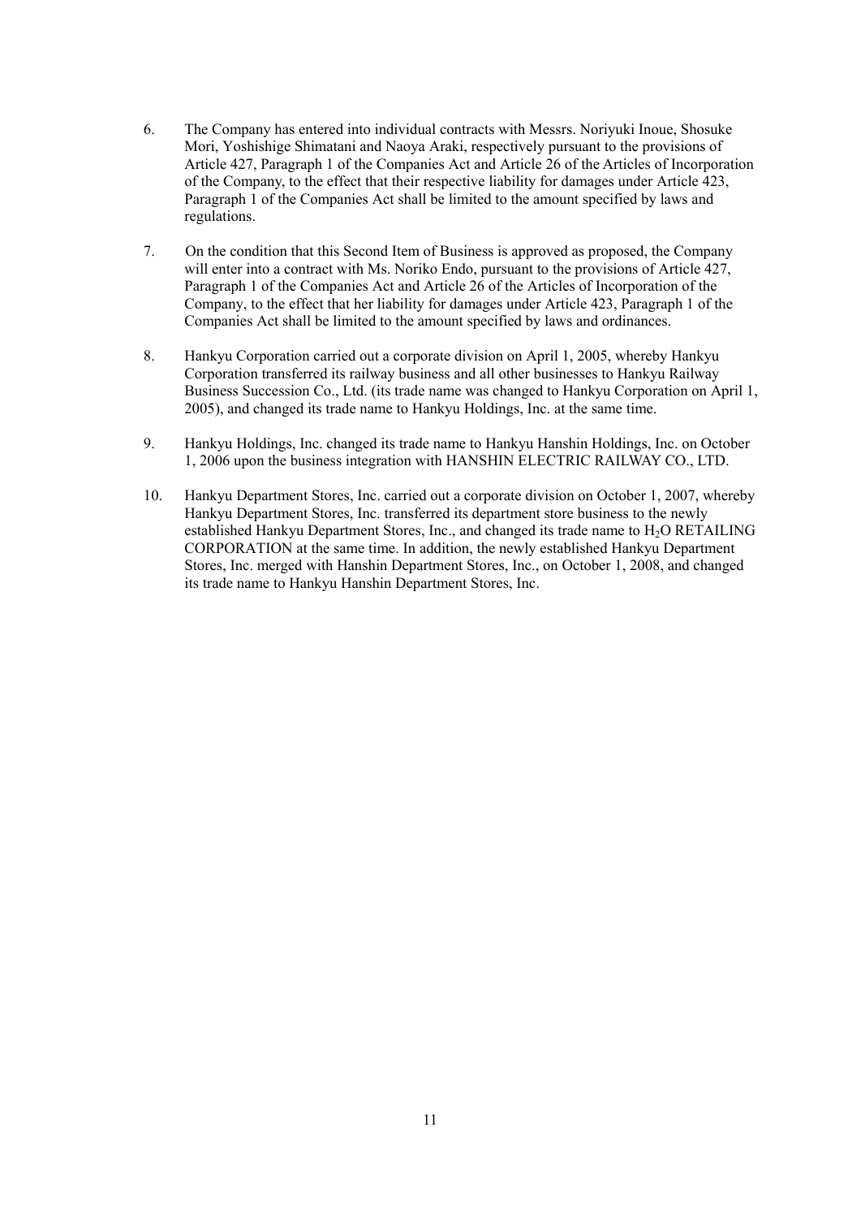6. The Company has entered into individual contracts with Messrs. Noriyuki Inoue, Shosuke Mori, Yoshishige Shimatani and Naoya Araki, respectively pursuant to the provisions of Article 427, Paragraph 1 of the Companies Act and Article 26 of the Articles of Incorporation of the Company, to the effect that their respective liability for damages under Article 423, Paragraph 1 of the Companies Act shall be limited to the amount specified by laws and regulations.

7. On the condition that this Second Item of Business is approved as proposed, the Company will enter into a contract with Ms. Noriko Endo, pursuant to the provisions of Article 427, Paragraph 1 of the Companies Act and Article 26 of the Articles of Incorporation of the Company, to the effect that her liability for damages under Article 423, Paragraph 1 of the Companies Act shall be limited to the amount specified by laws and ordinances.

8. Hankyu Corporation carried out a corporate division on April 1, 2005, whereby Hankyu Corporation transferred its railway business and all other businesses to Hankyu Railway Business Succession Co., Ltd. (its trade name was changed to Hankyu Corporation on April 1, 2005), and changed its trade name to Hankyu Holdings, Inc. at the same time.

9. Hankyu Holdings, Inc. changed its trade name to Hankyu Hanshin Holdings, Inc. on October 1, 2006 upon the business integration with HANSHIN ELECTRIC RAILWAY CO., LTD.

10. Hankyu Department Stores, Inc. carried out a corporate division on October 1, 2007, whereby Hankyu Department Stores, Inc. transferred its department store business to the newly established Hankyu Department Stores, Inc., and changed its trade name to $H_2O$ RETAILING CORPORATION at the same time. In addition, the newly established Hankyu Department Stores, Inc. merged with Hanshin Department Stores, Inc., on October 1, 2008, and changed its trade name to Hankyu Hanshin Department Stores, Inc.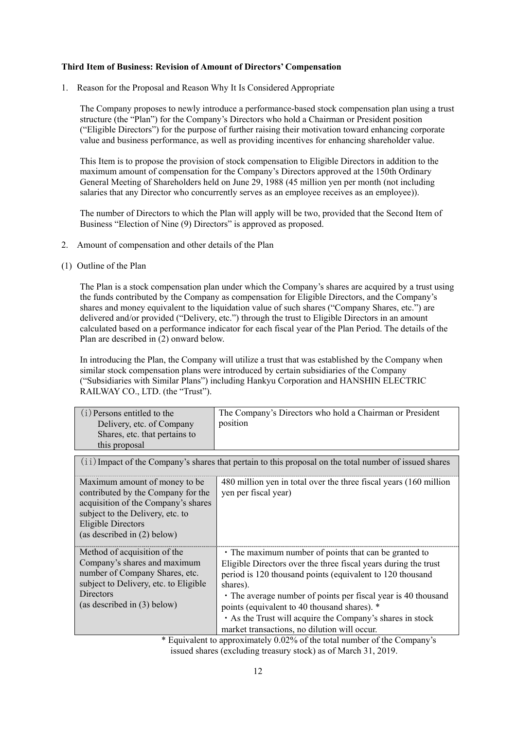**Third Item of Business: Revision of Amount of Directors' Compensation**

1. Reason for the Proposal and Reason Why It Is Considered Appropriate

The Company proposes to newly introduce a performance-based stock compensation plan using a trust structure (the "Plan") for the Company's Directors who hold a Chairman or President position ("Eligible Directors") for the purpose of further raising their motivation toward enhancing corporate value and business performance, as well as providing incentives for enhancing shareholder value.

This Item is to propose the provision of stock compensation to Eligible Directors in addition to the maximum amount of compensation for the Company's Directors approved at the 150th Ordinary General Meeting of Shareholders held on June 29, 1988 (45 million yen per month (not including salaries that any Director who concurrently serves as an employee receives as an employee)).

The number of Directors to which the Plan will apply will be two, provided that the Second Item of Business "Election of Nine (9) Directors" is approved as proposed.

2. Amount of compensation and other details of the Plan

(1) Outline of the Plan

The Plan is a stock compensation plan under which the Company's shares are acquired by a trust using the funds contributed by the Company as compensation for Eligible Directors, and the Company's shares and money equivalent to the liquidation value of such shares ("Company Shares, etc.") are delivered and/or provided ("Delivery, etc.") through the trust to Eligible Directors in an amount calculated based on a performance indicator for each fiscal year of the Plan Period. The details of the Plan are described in (2) onward below.

In introducing the Plan, the Company will utilize a trust that was established by the Company when similar stock compensation plans were introduced by certain subsidiaries of the Company ("Subsidiaries with Similar Plans") including Hankyu Corporation and HANSHIN ELECTRIC RAILWAY CO., LTD. (the "Trust").

| (i) Persons entitled to the Delivery, etc. of Company Shares, etc. that pertains to this proposal | The Company's Directors who hold a Chairman or President position |
|---|---|

| (ii) Impact of the Company's shares that pertain to this proposal on the total number of issued shares | |
|---|---|
| Maximum amount of money to be contributed by the Company for the acquisition of the Company's shares subject to the Delivery, etc. to Eligible Directors (as described in (2) below) | 480 million yen in total over the three fiscal years (160 million yen per fiscal year) |
| Method of acquisition of the Company's shares and maximum number of Company Shares, etc. subject to Delivery, etc. to Eligible Directors (as described in (3) below) | ・The maximum number of points that can be granted to Eligible Directors over the three fiscal years during the trust period is 120 thousand points (equivalent to 120 thousand shares).<br>・The average number of points per fiscal year is 40 thousand points (equivalent to 40 thousand shares). *<br>・As the Trust will acquire the Company's shares in stock market transactions, no dilution will occur. |

\* Equivalent to approximately 0.02% of the total number of the Company's issued shares (excluding treasury stock) as of March 31, 2019.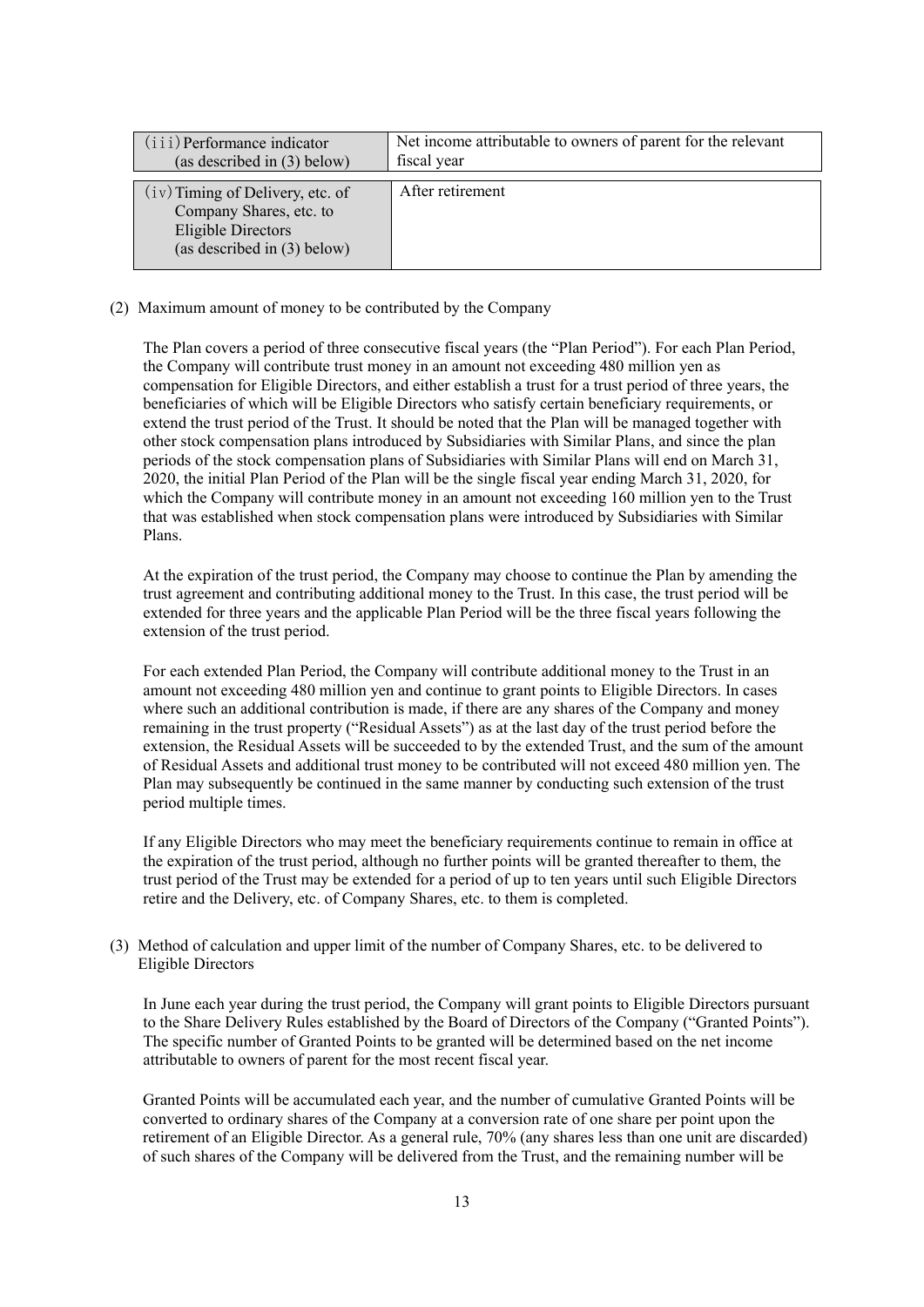| (iii) Performance indicator (as described in (3) below) | Net income attributable to owners of parent for the relevant fiscal year |
|---|---|
| (iv) Timing of Delivery, etc. of Company Shares, etc. to Eligible Directors (as described in (3) below) | After retirement |

(2) Maximum amount of money to be contributed by the Company

The Plan covers a period of three consecutive fiscal years (the "Plan Period"). For each Plan Period, the Company will contribute trust money in an amount not exceeding 480 million yen as compensation for Eligible Directors, and either establish a trust for a trust period of three years, the beneficiaries of which will be Eligible Directors who satisfy certain beneficiary requirements, or extend the trust period of the Trust. It should be noted that the Plan will be managed together with other stock compensation plans introduced by Subsidiaries with Similar Plans, and since the plan periods of the stock compensation plans of Subsidiaries with Similar Plans will end on March 31, 2020, the initial Plan Period of the Plan will be the single fiscal year ending March 31, 2020, for which the Company will contribute money in an amount not exceeding 160 million yen to the Trust that was established when stock compensation plans were introduced by Subsidiaries with Similar Plans.

At the expiration of the trust period, the Company may choose to continue the Plan by amending the trust agreement and contributing additional money to the Trust. In this case, the trust period will be extended for three years and the applicable Plan Period will be the three fiscal years following the extension of the trust period.

For each extended Plan Period, the Company will contribute additional money to the Trust in an amount not exceeding 480 million yen and continue to grant points to Eligible Directors. In cases where such an additional contribution is made, if there are any shares of the Company and money remaining in the trust property ("Residual Assets") as at the last day of the trust period before the extension, the Residual Assets will be succeeded to by the extended Trust, and the sum of the amount of Residual Assets and additional trust money to be contributed will not exceed 480 million yen. The Plan may subsequently be continued in the same manner by conducting such extension of the trust period multiple times.

If any Eligible Directors who may meet the beneficiary requirements continue to remain in office at the expiration of the trust period, although no further points will be granted thereafter to them, the trust period of the Trust may be extended for a period of up to ten years until such Eligible Directors retire and the Delivery, etc. of Company Shares, etc. to them is completed.

(3) Method of calculation and upper limit of the number of Company Shares, etc. to be delivered to Eligible Directors

In June each year during the trust period, the Company will grant points to Eligible Directors pursuant to the Share Delivery Rules established by the Board of Directors of the Company ("Granted Points"). The specific number of Granted Points to be granted will be determined based on the net income attributable to owners of parent for the most recent fiscal year.

Granted Points will be accumulated each year, and the number of cumulative Granted Points will be converted to ordinary shares of the Company at a conversion rate of one share per point upon the retirement of an Eligible Director. As a general rule, 70% (any shares less than one unit are discarded) of such shares of the Company will be delivered from the Trust, and the remaining number will be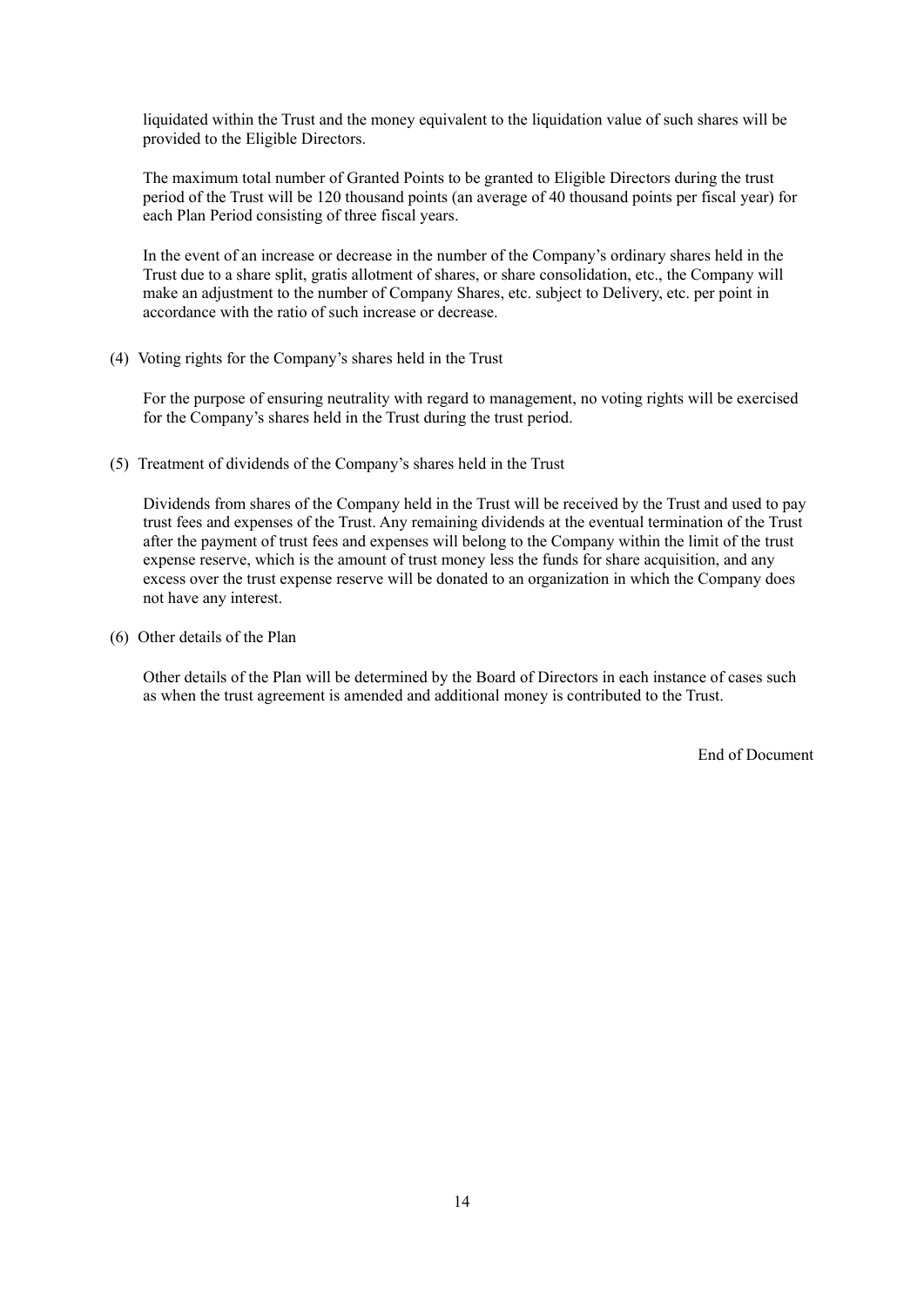liquidated within the Trust and the money equivalent to the liquidation value of such shares will be provided to the Eligible Directors.

The maximum total number of Granted Points to be granted to Eligible Directors during the trust period of the Trust will be 120 thousand points (an average of 40 thousand points per fiscal year) for each Plan Period consisting of three fiscal years.

In the event of an increase or decrease in the number of the Company's ordinary shares held in the Trust due to a share split, gratis allotment of shares, or share consolidation, etc., the Company will make an adjustment to the number of Company Shares, etc. subject to Delivery, etc. per point in accordance with the ratio of such increase or decrease.

(4) Voting rights for the Company's shares held in the Trust

For the purpose of ensuring neutrality with regard to management, no voting rights will be exercised for the Company's shares held in the Trust during the trust period.

(5) Treatment of dividends of the Company's shares held in the Trust

Dividends from shares of the Company held in the Trust will be received by the Trust and used to pay trust fees and expenses of the Trust. Any remaining dividends at the eventual termination of the Trust after the payment of trust fees and expenses will belong to the Company within the limit of the trust expense reserve, which is the amount of trust money less the funds for share acquisition, and any excess over the trust expense reserve will be donated to an organization in which the Company does not have any interest.

(6) Other details of the Plan

Other details of the Plan will be determined by the Board of Directors in each instance of cases such as when the trust agreement is amended and additional money is contributed to the Trust.

End of Document